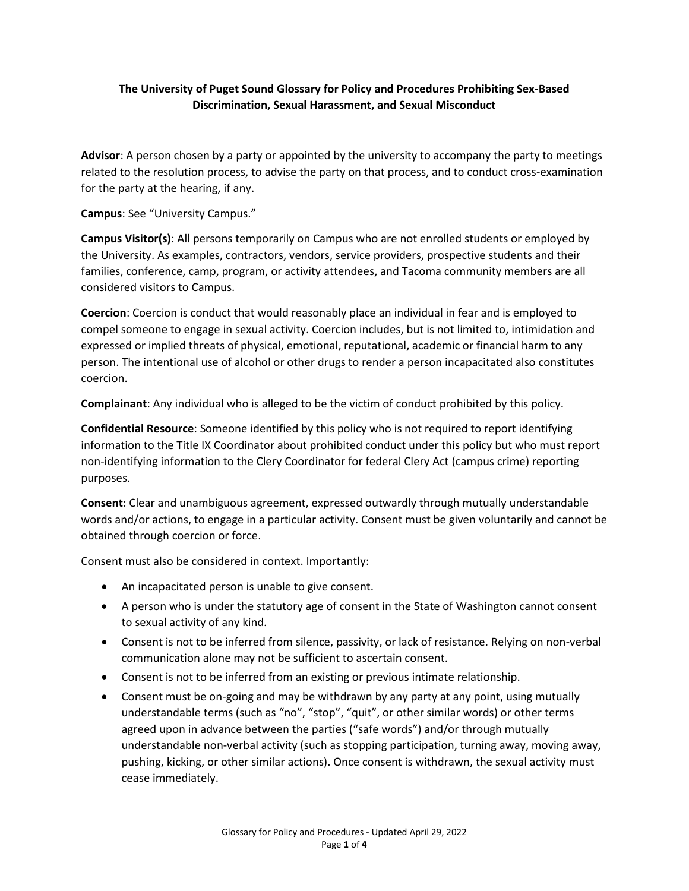# The University of Puget Sound Glossary for Policy and Procedures Prohibiting Sex-Based Discrimination, Sexual Harassment, and Sexual Misconduct

**Advisor**: A person chosen by a party or appointed by the university to accompany the party to meetings related to the resolution process, to advise the party on that process, and to conduct cross-examination for the party at the hearing, if any.

**Campus**: See "University Campus."

**Campus Visitor(s)**: All persons temporarily on Campus who are not enrolled students or employed by the University. As examples, contractors, vendors, service providers, prospective students and their families, conference, camp, program, or activity attendees, and Tacoma community members are all considered visitors to Campus.

**Coercion**: Coercion is conduct that would reasonably place an individual in fear and is employed to compel someone to engage in sexual activity. Coercion includes, but is not limited to, intimidation and expressed or implied threats of physical, emotional, reputational, academic or financial harm to any person. The intentional use of alcohol or other drugs to render a person incapacitated also constitutes coercion.

**Complainant**: Any individual who is alleged to be the victim of conduct prohibited by this policy.

**Confidential Resource**: Someone identified by this policy who is not required to report identifying information to the Title IX Coordinator about prohibited conduct under this policy but who must report non-identifying information to the Clery Coordinator for federal Clery Act (campus crime) reporting purposes.

**Consent**: Clear and unambiguous agreement, expressed outwardly through mutually understandable words and/or actions, to engage in a particular activity. Consent must be given voluntarily and cannot be obtained through coercion or force.

Consent must also be considered in context. Importantly:

- An incapacitated person is unable to give consent.
- A person who is under the statutory age of consent in the State of Washington cannot consent to sexual activity of any kind.
- Consent is not to be inferred from silence, passivity, or lack of resistance. Relying on non-verbal communication alone may not be sufficient to ascertain consent.
- Consent is not to be inferred from an existing or previous intimate relationship.
- Consent must be on-going and may be withdrawn by any party at any point, using mutually understandable terms (such as "no", "stop", "quit", or other similar words) or other terms agreed upon in advance between the parties ("safe words") and/or through mutually understandable non-verbal activity (such as stopping participation, turning away, moving away, pushing, kicking, or other similar actions). Once consent is withdrawn, the sexual activity must cease immediately.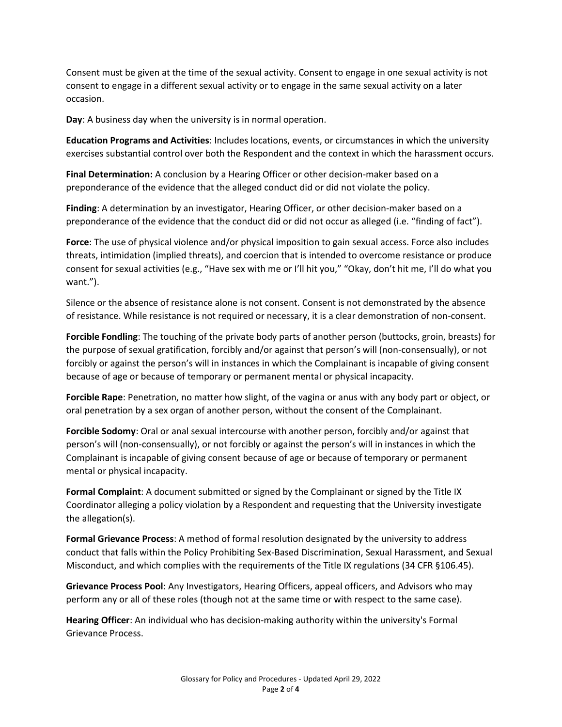Consent must be given at the time of the sexual activity. Consent to engage in one sexual activity is not consent to engage in a different sexual activity or to engage in the same sexual activity on a later occasion.

**Day**: A business day when the university is in normal operation.

**Education Programs and Activities**: Includes locations, events, or circumstances in which the university exercises substantial control over both the Respondent and the context in which the harassment occurs.

**Final Determination:** A conclusion by a Hearing Officer or other decision-maker based on a preponderance of the evidence that the alleged conduct did or did not violate the policy.

**Finding**: A determination by an investigator, Hearing Officer, or other decision-maker based on a preponderance of the evidence that the conduct did or did not occur as alleged (i.e. "finding of fact").

**Force**: The use of physical violence and/or physical imposition to gain sexual access. Force also includes threats, intimidation (implied threats), and coercion that is intended to overcome resistance or produce consent for sexual activities (e.g., "Have sex with me or I'll hit you," "Okay, don't hit me, I'll do what you want.").

Silence or the absence of resistance alone is not consent. Consent is not demonstrated by the absence of resistance. While resistance is not required or necessary, it is a clear demonstration of non-consent.

**Forcible Fondling**: The touching of the private body parts of another person (buttocks, groin, breasts) for the purpose of sexual gratification, forcibly and/or against that person's will (non-consensually), or not forcibly or against the person's will in instances in which the Complainant is incapable of giving consent because of age or because of temporary or permanent mental or physical incapacity.

**Forcible Rape**: Penetration, no matter how slight, of the vagina or anus with any body part or object, or oral penetration by a sex organ of another person, without the consent of the Complainant.

**Forcible Sodomy**: Oral or anal sexual intercourse with another person, forcibly and/or against that person's will (non-consensually), or not forcibly or against the person's will in instances in which the Complainant is incapable of giving consent because of age or because of temporary or permanent mental or physical incapacity.

**Formal Complaint**: A document submitted or signed by the Complainant or signed by the Title IX Coordinator alleging a policy violation by a Respondent and requesting that the University investigate the allegation(s).

**Formal Grievance Process**: A method of formal resolution designated by the university to address conduct that falls within the Policy Prohibiting Sex-Based Discrimination, Sexual Harassment, and Sexual Misconduct, and which complies with the requirements of the Title IX regulations (34 CFR §106.45).

**Grievance Process Pool**: Any Investigators, Hearing Officers, appeal officers, and Advisors who may perform any or all of these roles (though not at the same time or with respect to the same case).

**Hearing Officer**: An individual who has decision-making authority within the university's Formal Grievance Process.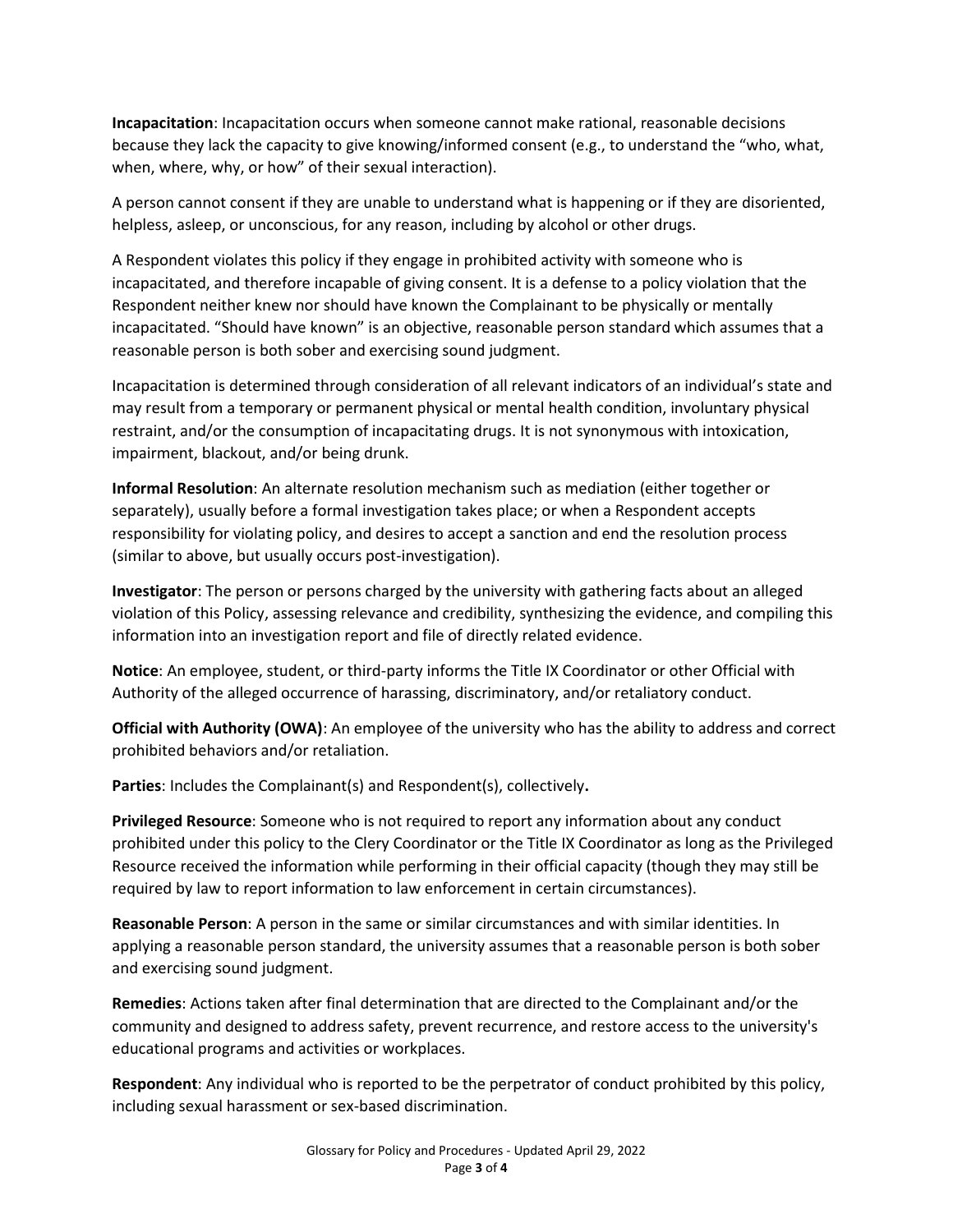**Incapacitation**: Incapacitation occurs when someone cannot make rational, reasonable decisions because they lack the capacity to give knowing/informed consent (e.g., to understand the "who, what, when, where, why, or how" of their sexual interaction).

A person cannot consent if they are unable to understand what is happening or if they are disoriented, helpless, asleep, or unconscious, for any reason, including by alcohol or other drugs.

A Respondent violates this policy if they engage in prohibited activity with someone who is incapacitated, and therefore incapable of giving consent. It is a defense to a policy violation that the Respondent neither knew nor should have known the Complainant to be physically or mentally incapacitated. "Should have known" is an objective, reasonable person standard which assumes that a reasonable person is both sober and exercising sound judgment.

Incapacitation is determined through consideration of all relevant indicators of an individual's state and may result from a temporary or permanent physical or mental health condition, involuntary physical restraint, and/or the consumption of incapacitating drugs. It is not synonymous with intoxication, impairment, blackout, and/or being drunk.

**Informal Resolution**: An alternate resolution mechanism such as mediation (either together or separately), usually before a formal investigation takes place; or when a Respondent accepts responsibility for violating policy, and desires to accept a sanction and end the resolution process (similar to above, but usually occurs post-investigation).

**Investigator**: The person or persons charged by the university with gathering facts about an alleged violation of this Policy, assessing relevance and credibility, synthesizing the evidence, and compiling this information into an investigation report and file of directly related evidence.

**Notice**: An employee, student, or third-party informs the Title IX Coordinator or other Official with Authority of the alleged occurrence of harassing, discriminatory, and/or retaliatory conduct.

**Official with Authority (OWA)**: An employee of the university who has the ability to address and correct prohibited behaviors and/or retaliation.

**Parties**: Includes the Complainant(s) and Respondent(s), collectively**.**

**Privileged Resource**: Someone who is not required to report any information about any conduct prohibited under this policy to the Clery Coordinator or the Title IX Coordinator as long as the Privileged Resource received the information while performing in their official capacity (though they may still be required by law to report information to law enforcement in certain circumstances).

**Reasonable Person**: A person in the same or similar circumstances and with similar identities. In applying a reasonable person standard, the university assumes that a reasonable person is both sober and exercising sound judgment.

**Remedies**: Actions taken after final determination that are directed to the Complainant and/or the community and designed to address safety, prevent recurrence, and restore access to the university's educational programs and activities or workplaces.

**Respondent**: Any individual who is reported to be the perpetrator of conduct prohibited by this policy, including sexual harassment or sex-based discrimination.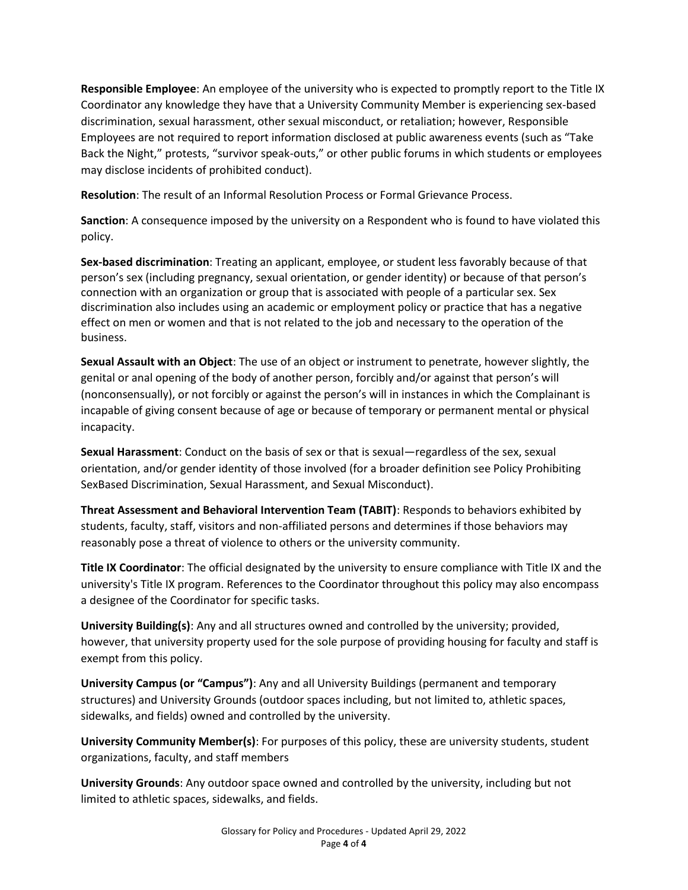**Responsible Employee**: An employee of the university who is expected to promptly report to the Title IX Coordinator any knowledge they have that a University Community Member is experiencing sex-based discrimination, sexual harassment, other sexual misconduct, or retaliation; however, Responsible Employees are not required to report information disclosed at public awareness events (such as "Take Back the Night," protests, "survivor speak-outs," or other public forums in which students or employees may disclose incidents of prohibited conduct).

**Resolution**: The result of an Informal Resolution Process or Formal Grievance Process.

**Sanction**: A consequence imposed by the university on a Respondent who is found to have violated this policy.

**Sex-based discrimination**: Treating an applicant, employee, or student less favorably because of that person's sex (including pregnancy, sexual orientation, or gender identity) or because of that person's connection with an organization or group that is associated with people of a particular sex. Sex discrimination also includes using an academic or employment policy or practice that has a negative effect on men or women and that is not related to the job and necessary to the operation of the business.

**Sexual Assault with an Object**: The use of an object or instrument to penetrate, however slightly, the genital or anal opening of the body of another person, forcibly and/or against that person's will (nonconsensually), or not forcibly or against the person's will in instances in which the Complainant is incapable of giving consent because of age or because of temporary or permanent mental or physical incapacity.

**Sexual Harassment**: Conduct on the basis of sex or that is sexual—regardless of the sex, sexual orientation, and/or gender identity of those involved (for a broader definition see Policy Prohibiting SexBased Discrimination, Sexual Harassment, and Sexual Misconduct).

**Threat Assessment and Behavioral Intervention Team (TABIT)**: Responds to behaviors exhibited by students, faculty, staff, visitors and non-affiliated persons and determines if those behaviors may reasonably pose a threat of violence to others or the university community.

**Title IX Coordinator**: The official designated by the university to ensure compliance with Title IX and the university's Title IX program. References to the Coordinator throughout this policy may also encompass a designee of the Coordinator for specific tasks.

**University Building(s)**: Any and all structures owned and controlled by the university; provided, however, that university property used for the sole purpose of providing housing for faculty and staff is exempt from this policy.

**University Campus (or "Campus")**: Any and all University Buildings (permanent and temporary structures) and University Grounds (outdoor spaces including, but not limited to, athletic spaces, sidewalks, and fields) owned and controlled by the university.

**University Community Member(s)**: For purposes of this policy, these are university students, student organizations, faculty, and staff members

**University Grounds**: Any outdoor space owned and controlled by the university, including but not limited to athletic spaces, sidewalks, and fields.